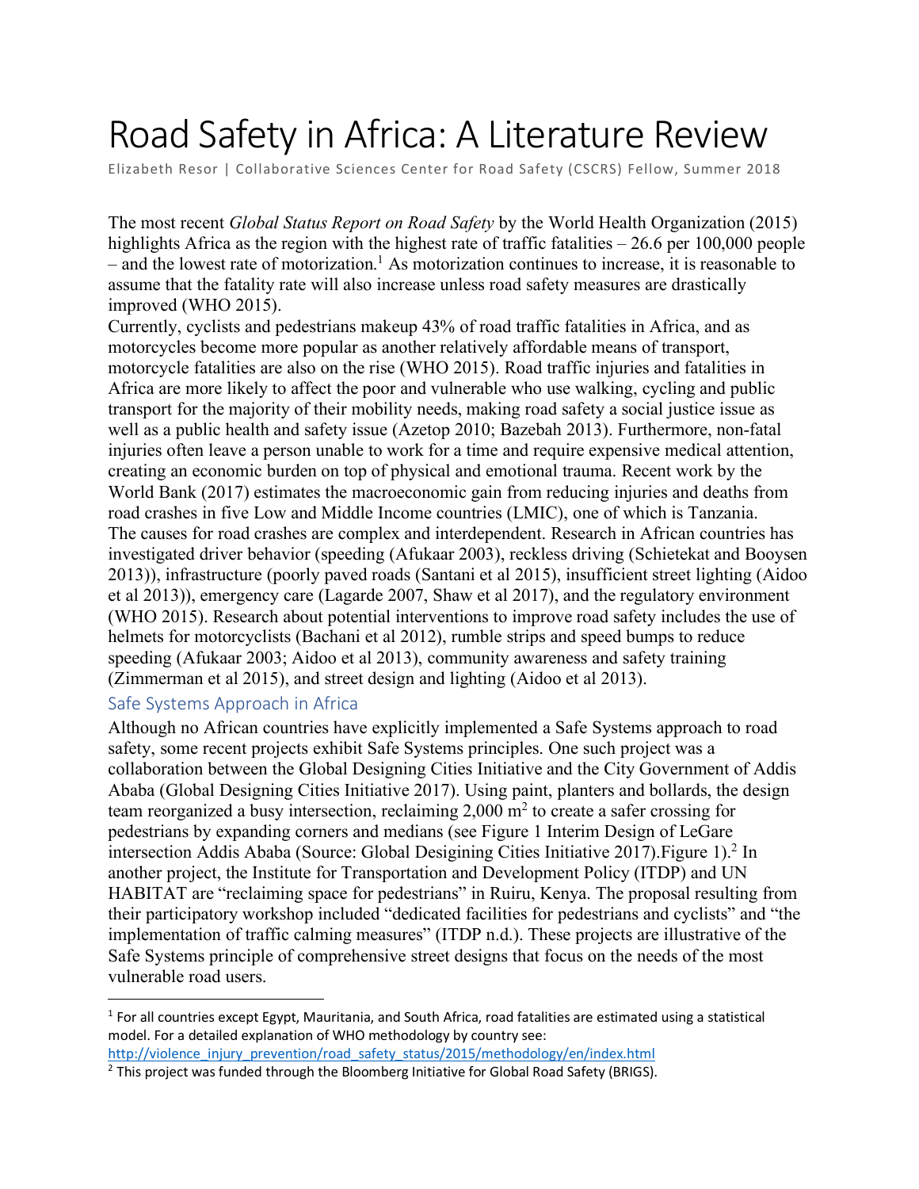# Road Safety in Africa: A Literature Review

Elizabeth Resor | Collaborative Sciences Center for Road Safety (CSCRS) Fellow, Summer 2018

The most recent *Global Status Report on Road Safety* by the World Health Organization (2015) highlights Africa as the region with the highest rate of traffic fatalities – 26.6 per 100,000 people – and the lowest rate of motorization.[1] As motorization continues to increase, it is reasonable to assume that the fatality rate will also increase unless road safety measures are drastically improved (WHO 2015).

Currently, cyclists and pedestrians makeup 43% of road traffic fatalities in Africa, and as motorcycles become more popular as another relatively affordable means of transport, motorcycle fatalities are also on the rise (WHO 2015). Road traffic injuries and fatalities in Africa are more likely to affect the poor and vulnerable who use walking, cycling and public transport for the majority of their mobility needs, making road safety a social justice issue as well as a public health and safety issue (Azetop 2010; Bazebah 2013). Furthermore, non-fatal injuries often leave a person unable to work for a time and require expensive medical attention, creating an economic burden on top of physical and emotional trauma. Recent work by the World Bank (2017) estimates the macroeconomic gain from reducing injuries and deaths from road crashes in five Low and Middle Income countries (LMIC), one of which is Tanzania.

The causes for road crashes are complex and interdependent. Research in African countries has investigated driver behavior (speeding (Afukaar 2003), reckless driving (Schietekat and Booysen 2013)), infrastructure (poorly paved roads (Santani et al 2015), insufficient street lighting (Aidoo et al 2013)), emergency care (Lagarde 2007, Shaw et al 2017), and the regulatory environment (WHO 2015). Research about potential interventions to improve road safety includes the use of helmets for motorcyclists (Bachani et al 2012), rumble strips and speed bumps to reduce speeding (Afukaar 2003; Aidoo et al 2013), community awareness and safety training (Zimmerman et al 2015), and street design and lighting (Aidoo et al 2013).

## Safe Systems Approach in Africa

Although no African countries have explicitly implemented a Safe Systems approach to road safety, some recent projects exhibit Safe Systems principles. One such project was a collaboration between the Global Designing Cities Initiative and the City Government of Addis Ababa (Global Designing Cities Initiative 2017). Using paint, planters and bollards, the design team reorganized a busy intersection, reclaiming 2,000 $m^2$ to create a safer crossing for pedestrians by expanding corners and medians (see Figure 1 Interim Design of LeGare intersection Addis Ababa (Source: Global Desigining Cities Initiative 2017).Figure 1).[2] In another project, the Institute for Transportation and Development Policy (ITDP) and UN HABITAT are "reclaiming space for pedestrians" in Ruiru, Kenya. The proposal resulting from their participatory workshop included "dedicated facilities for pedestrians and cyclists" and "the implementation of traffic calming measures" (ITDP n.d.). These projects are illustrative of the Safe Systems principle of comprehensive street designs that focus on the needs of the most vulnerable road users.

---

[1] For all countries except Egypt, Mauritania, and South Africa, road fatalities are estimated using a statistical model. For a detailed explanation of WHO methodology by country see: http://violence_injury_prevention/road_safety_status/2015/methodology/en/index.html

[2] This project was funded through the Bloomberg Initiative for Global Road Safety (BRIGS).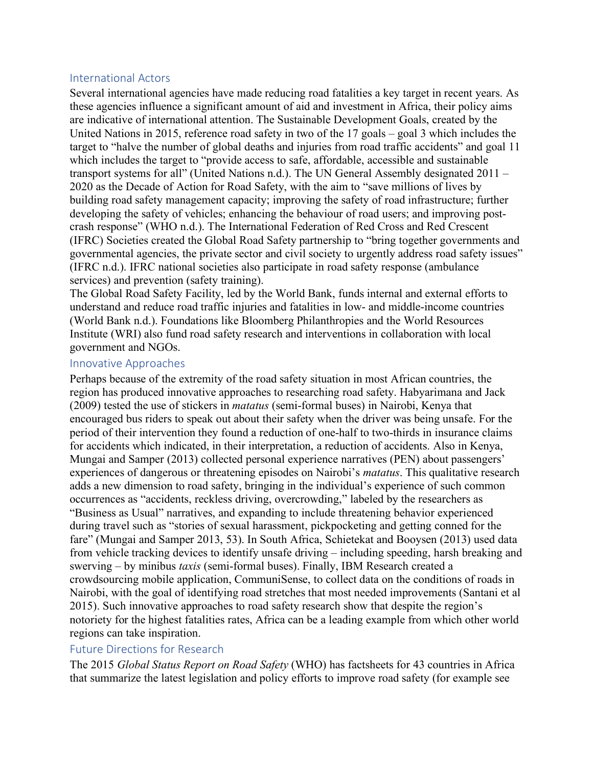## International Actors

Several international agencies have made reducing road fatalities a key target in recent years. As these agencies influence a significant amount of aid and investment in Africa, their policy aims are indicative of international attention. The Sustainable Development Goals, created by the United Nations in 2015, reference road safety in two of the 17 goals – goal 3 which includes the target to "halve the number of global deaths and injuries from road traffic accidents" and goal 11 which includes the target to "provide access to safe, affordable, accessible and sustainable transport systems for all" (United Nations n.d.). The UN General Assembly designated 2011 – 2020 as the Decade of Action for Road Safety, with the aim to "save millions of lives by building road safety management capacity; improving the safety of road infrastructure; further developing the safety of vehicles; enhancing the behaviour of road users; and improving post-crash response" (WHO n.d.). The International Federation of Red Cross and Red Crescent (IFRC) Societies created the Global Road Safety partnership to "bring together governments and governmental agencies, the private sector and civil society to urgently address road safety issues" (IFRC n.d.). IFRC national societies also participate in road safety response (ambulance services) and prevention (safety training).

The Global Road Safety Facility, led by the World Bank, funds internal and external efforts to understand and reduce road traffic injuries and fatalities in low- and middle-income countries (World Bank n.d.). Foundations like Bloomberg Philanthropies and the World Resources Institute (WRI) also fund road safety research and interventions in collaboration with local government and NGOs.

## Innovative Approaches

Perhaps because of the extremity of the road safety situation in most African countries, the region has produced innovative approaches to researching road safety. Habyarimana and Jack (2009) tested the use of stickers in *matatus* (semi-formal buses) in Nairobi, Kenya that encouraged bus riders to speak out about their safety when the driver was being unsafe. For the period of their intervention they found a reduction of one-half to two-thirds in insurance claims for accidents which indicated, in their interpretation, a reduction of accidents. Also in Kenya, Mungai and Samper (2013) collected personal experience narratives (PEN) about passengers' experiences of dangerous or threatening episodes on Nairobi's *matatus*. This qualitative research adds a new dimension to road safety, bringing in the individual's experience of such common occurrences as "accidents, reckless driving, overcrowding," labeled by the researchers as "Business as Usual" narratives, and expanding to include threatening behavior experienced during travel such as "stories of sexual harassment, pickpocketing and getting conned for the fare" (Mungai and Samper 2013, 53). In South Africa, Schietekat and Booysen (2013) used data from vehicle tracking devices to identify unsafe driving – including speeding, harsh breaking and swerving – by minibus *taxis* (semi-formal buses). Finally, IBM Research created a crowdsourcing mobile application, CommuniSense, to collect data on the conditions of roads in Nairobi, with the goal of identifying road stretches that most needed improvements (Santani et al 2015). Such innovative approaches to road safety research show that despite the region's notoriety for the highest fatalities rates, Africa can be a leading example from which other world regions can take inspiration.

## Future Directions for Research

The 2015 *Global Status Report on Road Safety* (WHO) has factsheets for 43 countries in Africa that summarize the latest legislation and policy efforts to improve road safety (for example see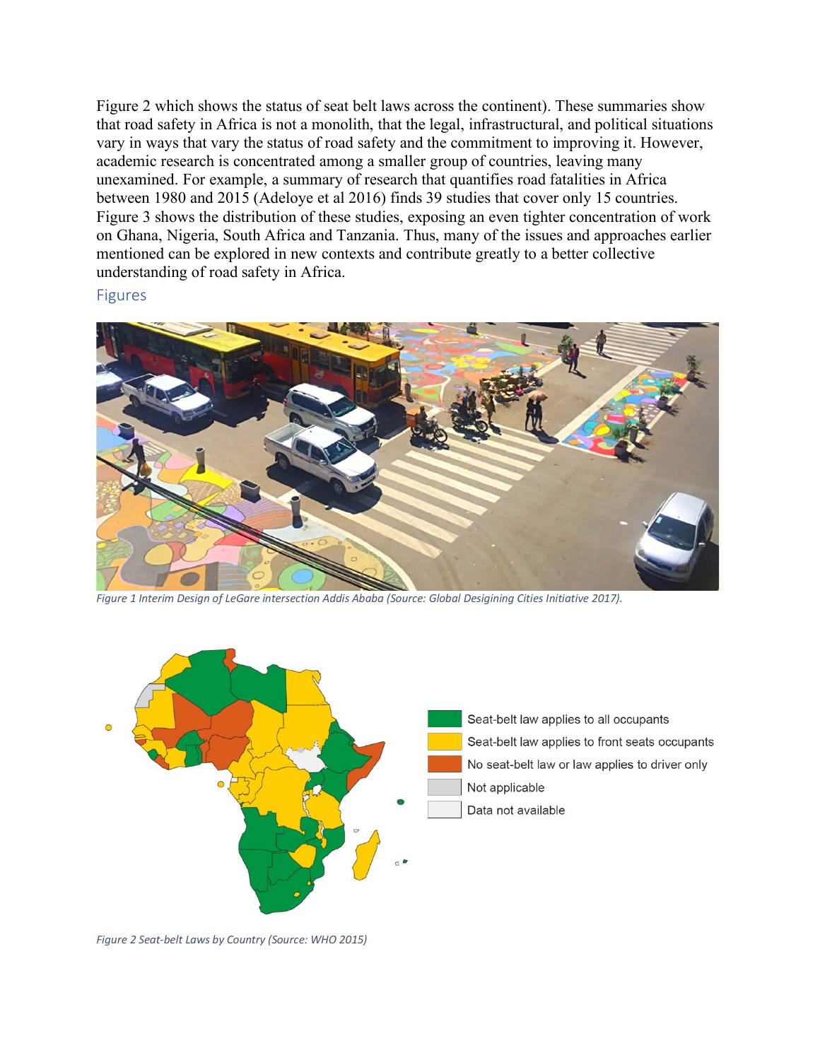Figure 2 which shows the status of seat belt laws across the continent). These summaries show that road safety in Africa is not a monolith, that the legal, infrastructural, and political situations vary in ways that vary the status of road safety and the commitment to improving it. However, academic research is concentrated among a smaller group of countries, leaving many unexamined. For example, a summary of research that quantifies road fatalities in Africa between 1980 and 2015 (Adeloye et al 2016) finds 39 studies that cover only 15 countries. Figure 3 shows the distribution of these studies, exposing an even tighter concentration of work on Ghana, Nigeria, South Africa and Tanzania. Thus, many of the issues and approaches earlier mentioned can be explored in new contexts and contribute greatly to a better collective understanding of road safety in Africa.

## Figures

*Figure 1 Interim Design of LeGare intersection Addis Ababa (Source: Global Desigining Cities Initiative 2017).*

*Figure 2 Seat-belt Laws by Country (Source: WHO 2015)*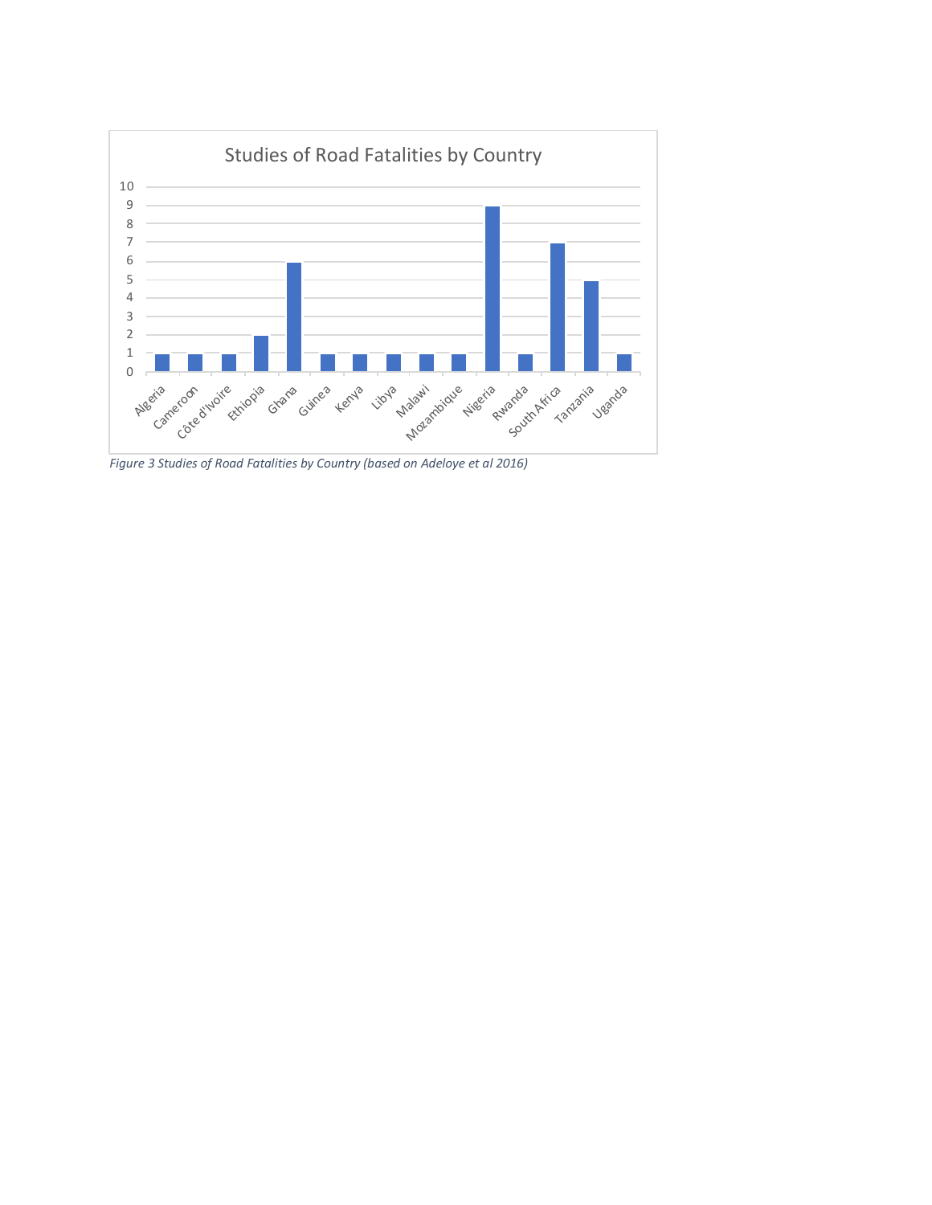**Studies of Road Fatalities by Country**

| Country | Number of studies |
|---|---|
| Algeria | 1 |
| Cameroon | 1 |
| Côte d'Ivoire | 1 |
| Ethiopia | 2 |
| Ghana | 6 |
| Guinea | 1 |
| Kenya | 1 |
| Libya | 1 |
| Malawi | 1 |
| Mozambique | 1 |
| Nigeria | 9 |
| Rwanda | 1 |
| South Africa | 7 |
| Tanzania | 5 |
| Uganda | 1 |

*Figure 3 Studies of Road Fatalities by Country (based on Adeloye et al 2016)*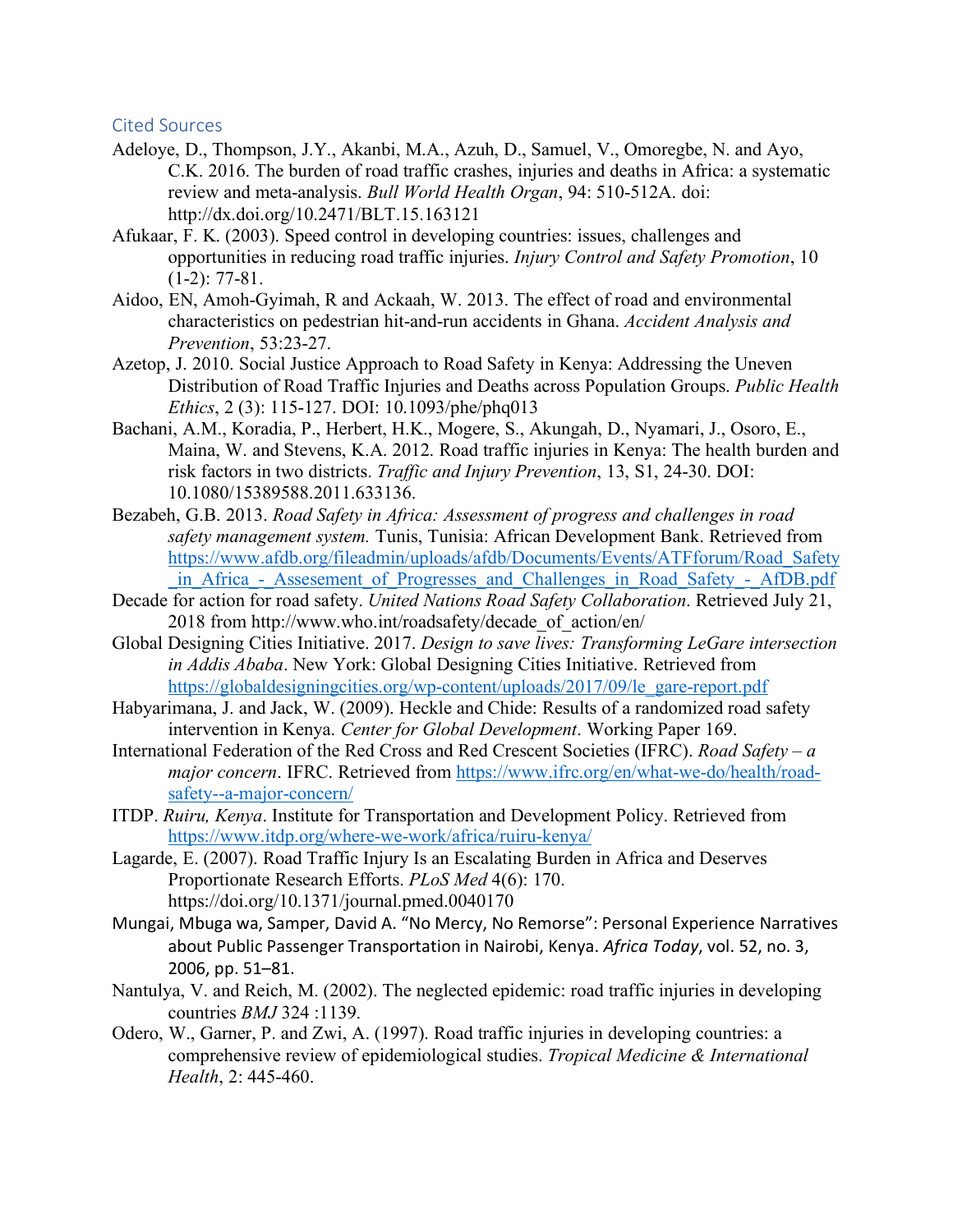## Cited Sources

Adeloye, D., Thompson, J.Y., Akanbi, M.A., Azuh, D., Samuel, V., Omoregbe, N. and Ayo, C.K. 2016. The burden of road traffic crashes, injuries and deaths in Africa: a systematic review and meta-analysis. *Bull World Health Organ*, 94: 510-512A. doi: http://dx.doi.org/10.2471/BLT.15.163121

Afukaar, F. K. (2003). Speed control in developing countries: issues, challenges and opportunities in reducing road traffic injuries. *Injury Control and Safety Promotion*, 10 (1-2): 77-81.

Aidoo, EN, Amoh-Gyimah, R and Ackaah, W. 2013. The effect of road and environmental characteristics on pedestrian hit-and-run accidents in Ghana. *Accident Analysis and Prevention*, 53:23-27.

Azetop, J. 2010. Social Justice Approach to Road Safety in Kenya: Addressing the Uneven Distribution of Road Traffic Injuries and Deaths across Population Groups. *Public Health Ethics*, 2 (3): 115-127. DOI: 10.1093/phe/phq013

Bachani, A.M., Koradia, P., Herbert, H.K., Mogere, S., Akungah, D., Nyamari, J., Osoro, E., Maina, W. and Stevens, K.A. 2012. Road traffic injuries in Kenya: The health burden and risk factors in two districts. *Traffic and Injury Prevention*, 13, S1, 24-30. DOI: 10.1080/15389588.2011.633136.

Bezabeh, G.B. 2013. *Road Safety in Africa: Assessment of progress and challenges in road safety management system.* Tunis, Tunisia: African Development Bank. Retrieved from https://www.afdb.org/fileadmin/uploads/afdb/Documents/Events/ATFforum/Road_Safety_in_Africa_-_Assesement_of_Progresses_and_Challenges_in_Road_Safety_-_AfDB.pdf

Decade for action for road safety. *United Nations Road Safety Collaboration*. Retrieved July 21, 2018 from http://www.who.int/roadsafety/decade_of_action/en/

Global Designing Cities Initiative. 2017. *Design to save lives: Transforming LeGare intersection in Addis Ababa*. New York: Global Designing Cities Initiative. Retrieved from https://globaldesigningcities.org/wp-content/uploads/2017/09/le_gare-report.pdf

Habyarimana, J. and Jack, W. (2009). Heckle and Chide: Results of a randomized road safety intervention in Kenya. *Center for Global Development*. Working Paper 169.

International Federation of the Red Cross and Red Crescent Societies (IFRC). *Road Safety – a major concern*. IFRC. Retrieved from https://www.ifrc.org/en/what-we-do/health/road-safety--a-major-concern/

ITDP. *Ruiru, Kenya*. Institute for Transportation and Development Policy. Retrieved from https://www.itdp.org/where-we-work/africa/ruiru-kenya/

Lagarde, E. (2007). Road Traffic Injury Is an Escalating Burden in Africa and Deserves Proportionate Research Efforts. *PLoS Med* 4(6): 170. https://doi.org/10.1371/journal.pmed.0040170

Mungai, Mbuga wa, Samper, David A. "No Mercy, No Remorse": Personal Experience Narratives about Public Passenger Transportation in Nairobi, Kenya. *Africa Today*, vol. 52, no. 3, 2006, pp. 51–81.

Nantulya, V. and Reich, M. (2002). The neglected epidemic: road traffic injuries in developing countries *BMJ* 324 :1139.

Odero, W., Garner, P. and Zwi, A. (1997). Road traffic injuries in developing countries: a comprehensive review of epidemiological studies. *Tropical Medicine & International Health*, 2: 445-460.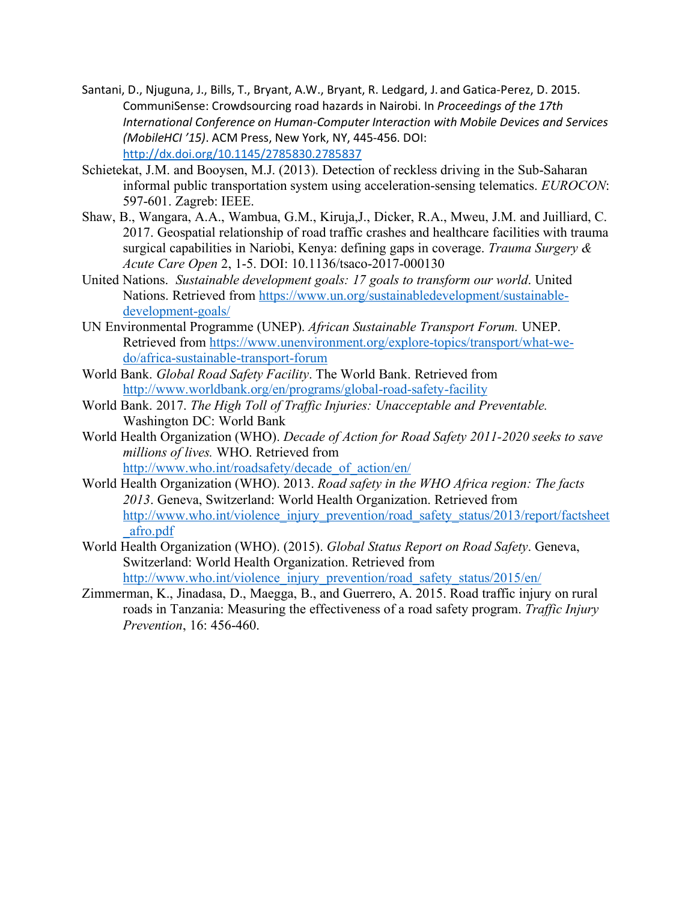Santani, D., Njuguna, J., Bills, T., Bryant, A.W., Bryant, R. Ledgard, J. and Gatica-Perez, D. 2015. CommuniSense: Crowdsourcing road hazards in Nairobi. In *Proceedings of the 17th International Conference on Human-Computer Interaction with Mobile Devices and Services (MobileHCI '15)*. ACM Press, New York, NY, 445-456. DOI: http://dx.doi.org/10.1145/2785830.2785837

Schietekat, J.M. and Booysen, M.J. (2013). Detection of reckless driving in the Sub-Saharan informal public transportation system using acceleration-sensing telematics. *EUROCON*: 597-601. Zagreb: IEEE.

Shaw, B., Wangara, A.A., Wambua, G.M., Kiruja,J., Dicker, R.A., Mweu, J.M. and Juilliard, C. 2017. Geospatial relationship of road traffic crashes and healthcare facilities with trauma surgical capabilities in Nariobi, Kenya: defining gaps in coverage. *Trauma Surgery & Acute Care Open* 2, 1-5. DOI: 10.1136/tsaco-2017-000130

United Nations. *Sustainable development goals: 17 goals to transform our world*. United Nations. Retrieved from https://www.un.org/sustainabledevelopment/sustainable-development-goals/

UN Environmental Programme (UNEP). *African Sustainable Transport Forum.* UNEP. Retrieved from https://www.unenvironment.org/explore-topics/transport/what-we-do/africa-sustainable-transport-forum

World Bank. *Global Road Safety Facility*. The World Bank. Retrieved from http://www.worldbank.org/en/programs/global-road-safety-facility

World Bank. 2017. *The High Toll of Traffic Injuries: Unacceptable and Preventable.* Washington DC: World Bank

World Health Organization (WHO). *Decade of Action for Road Safety 2011-2020 seeks to save millions of lives.* WHO. Retrieved from http://www.who.int/roadsafety/decade_of_action/en/

World Health Organization (WHO). 2013. *Road safety in the WHO Africa region: The facts 2013*. Geneva, Switzerland: World Health Organization. Retrieved from http://www.who.int/violence_injury_prevention/road_safety_status/2013/report/factsheet_afro.pdf

World Health Organization (WHO). (2015). *Global Status Report on Road Safety*. Geneva, Switzerland: World Health Organization. Retrieved from http://www.who.int/violence_injury_prevention/road_safety_status/2015/en/

Zimmerman, K., Jinadasa, D., Maegga, B., and Guerrero, A. 2015. Road traffic injury on rural roads in Tanzania: Measuring the effectiveness of a road safety program. *Traffic Injury Prevention*, 16: 456-460.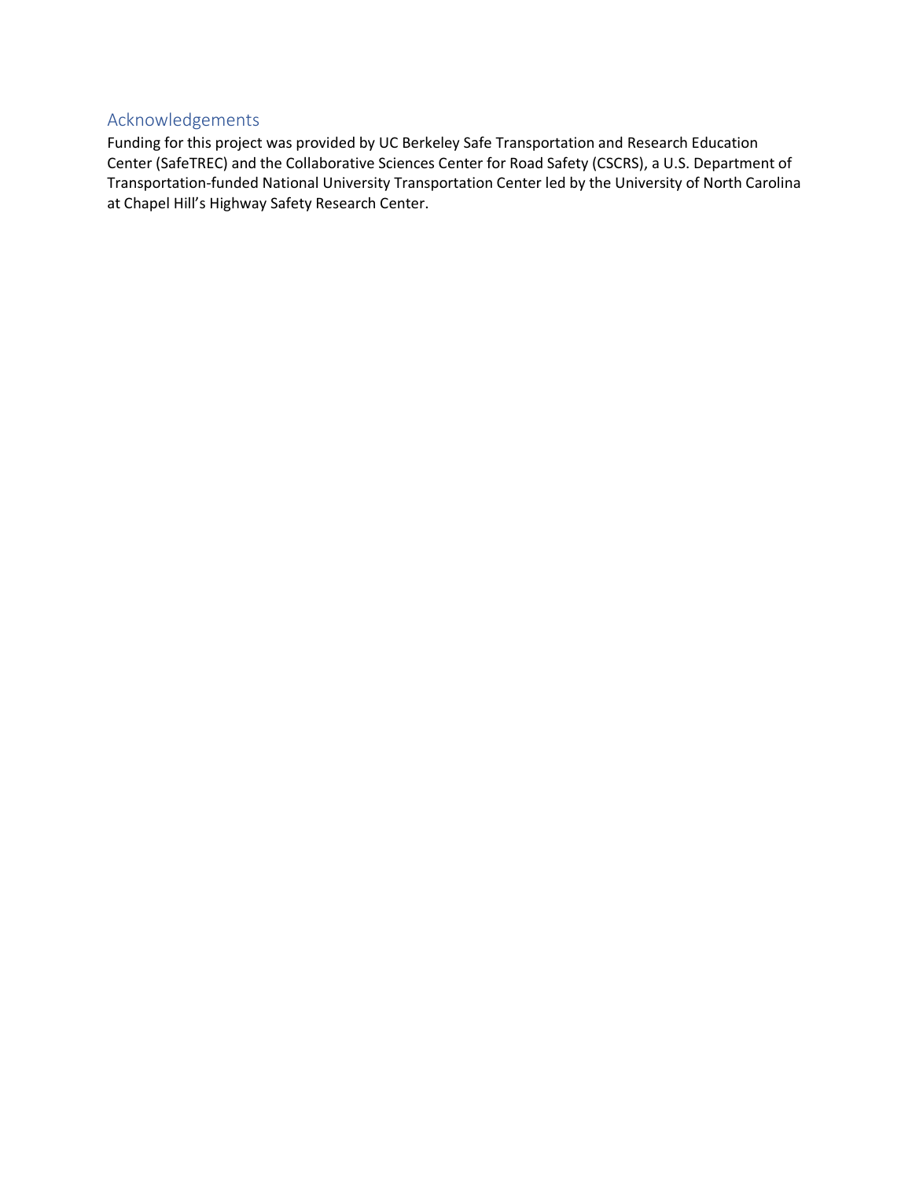## Acknowledgements

Funding for this project was provided by UC Berkeley Safe Transportation and Research Education Center (SafeTREC) and the Collaborative Sciences Center for Road Safety (CSCRS), a U.S. Department of Transportation-funded National University Transportation Center led by the University of North Carolina at Chapel Hill's Highway Safety Research Center.